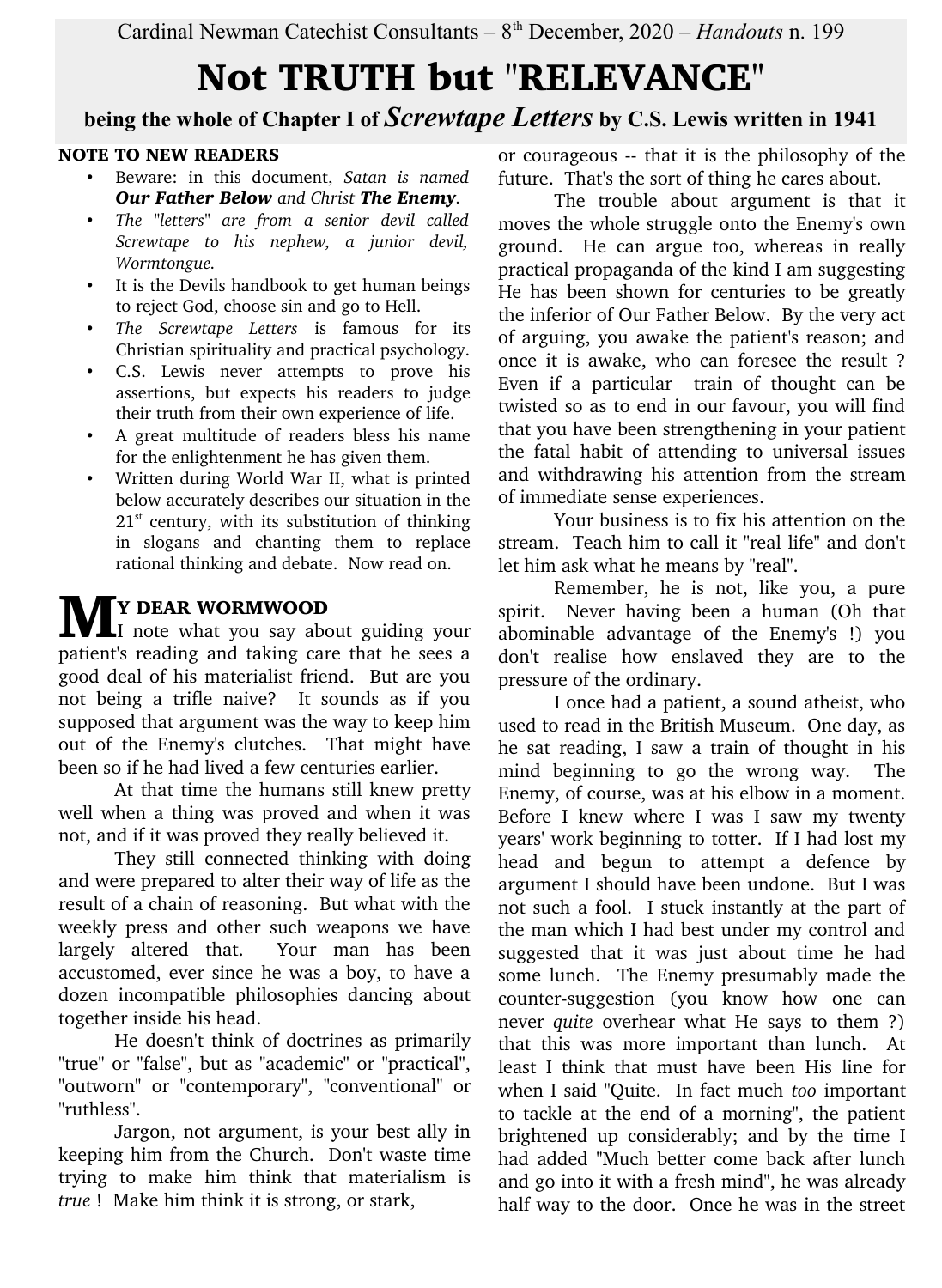Cardinal Newman Catechist Consultants – 8th December, 2020 – *Handouts* n. 199

# Not TRUTH but "RELEVANCE"

**being the whole of Chapter I of *Screwtape Letters* by C.S. Lewis written in 1941**

**NOTE TO NEW READERS**

- Beware: in this document, *Satan is named **Our Father Below** and Christ **The Enemy**.*
- *The "letters" are from a senior devil called Screwtape to his nephew, a junior devil, Wormtongue.*
- It is the Devils handbook to get human beings to reject God, choose sin and go to Hell.
- *The Screwtape Letters* is famous for its Christian spirituality and practical psychology.
- C.S. Lewis never attempts to prove his assertions, but expects his readers to judge their truth from their own experience of life.
- A great multitude of readers bless his name for the enlightenment he has given them.
- Written during World War II, what is printed below accurately describes our situation in the 21st century, with its substitution of thinking in slogans and chanting them to replace rational thinking and debate. Now read on.

**MY DEAR WORMWOOD**

I note what you say about guiding your patient's reading and taking care that he sees a good deal of his materialist friend. But are you not being a trifle naive? It sounds as if you supposed that argument was the way to keep him out of the Enemy's clutches. That might have been so if he had lived a few centuries earlier.

At that time the humans still knew pretty well when a thing was proved and when it was not, and if it was proved they really believed it.

They still connected thinking with doing and were prepared to alter their way of life as the result of a chain of reasoning. But what with the weekly press and other such weapons we have largely altered that. Your man has been accustomed, ever since he was a boy, to have a dozen incompatible philosophies dancing about together inside his head.

He doesn't think of doctrines as primarily "true" or "false", but as "academic" or "practical", "outworn" or "contemporary", "conventional" or "ruthless".

Jargon, not argument, is your best ally in keeping him from the Church. Don't waste time trying to make him think that materialism is *true* ! Make him think it is strong, or stark, or courageous -- that it is the philosophy of the future. That's the sort of thing he cares about.

The trouble about argument is that it moves the whole struggle onto the Enemy's own ground. He can argue too, whereas in really practical propaganda of the kind I am suggesting He has been shown for centuries to be greatly the inferior of Our Father Below. By the very act of arguing, you awake the patient's reason; and once it is awake, who can foresee the result ? Even if a particular train of thought can be twisted so as to end in our favour, you will find that you have been strengthening in your patient the fatal habit of attending to universal issues and withdrawing his attention from the stream of immediate sense experiences.

Your business is to fix his attention on the stream. Teach him to call it "real life" and don't let him ask what he means by "real".

Remember, he is not, like you, a pure spirit. Never having been a human (Oh that abominable advantage of the Enemy's !) you don't realise how enslaved they are to the pressure of the ordinary.

I once had a patient, a sound atheist, who used to read in the British Museum. One day, as he sat reading, I saw a train of thought in his mind beginning to go the wrong way. The Enemy, of course, was at his elbow in a moment. Before I knew where I was I saw my twenty years' work beginning to totter. If I had lost my head and begun to attempt a defence by argument I should have been undone. But I was not such a fool. I stuck instantly at the part of the man which I had best under my control and suggested that it was just about time he had some lunch. The Enemy presumably made the counter-suggestion (you know how one can never *quite* overhear what He says to them ?) that this was more important than lunch. At least I think that must have been His line for when I said "Quite. In fact much *too* important to tackle at the end of a morning", the patient brightened up considerably; and by the time I had added "Much better come back after lunch and go into it with a fresh mind", he was already half way to the door. Once he was in the street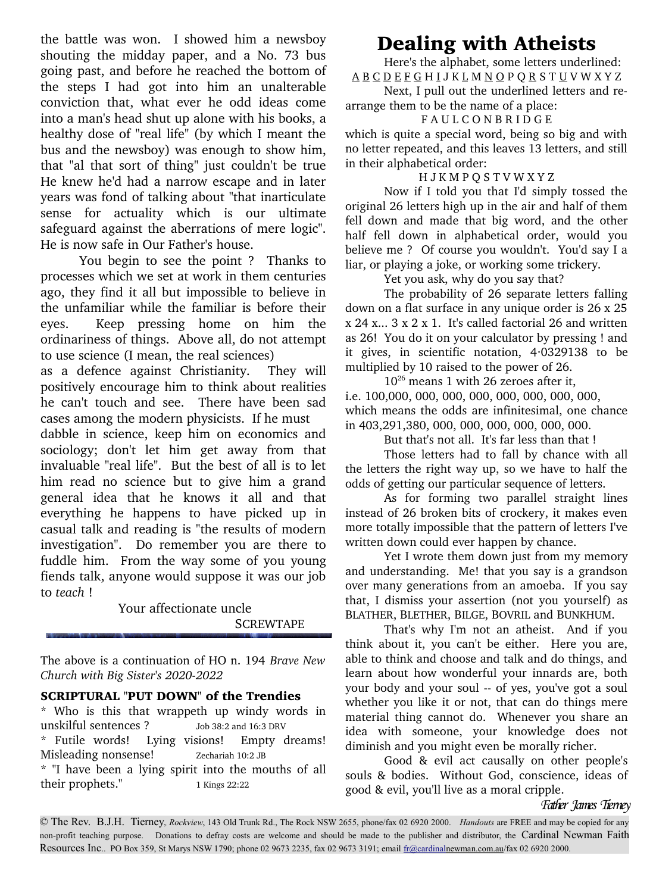the battle was won. I showed him a newsboy shouting the midday paper, and a No. 73 bus going past, and before he reached the bottom of the steps I had got into him an unalterable conviction that, what ever he odd ideas come into a man's head shut up alone with his books, a healthy dose of "real life" (by which I meant the bus and the newsboy) was enough to show him, that "al that sort of thing" just couldn't be true He knew he'd had a narrow escape and in later years was fond of talking about "that inarticulate sense for actuality which is our ultimate safeguard against the aberrations of mere logic". He is now safe in Our Father's house.

You begin to see the point ? Thanks to processes which we set at work in them centuries ago, they find it all but impossible to believe in the unfamiliar while the familiar is before their eyes. Keep pressing home on him the ordinariness of things. Above all, do not attempt to use science (I mean, the real sciences) as a defence against Christianity. They will positively encourage him to think about realities he can't touch and see. There have been sad cases among the modern physicists. If he must dabble in science, keep him on economics and sociology; don't let him get away from that invaluable "real life". But the best of all is to let him read no science but to give him a grand general idea that he knows it all and that everything he happens to have picked up in casual talk and reading is "the results of modern investigation". Do remember you are there to fuddle him. From the way some of you young fiends talk, anyone would suppose it was our job to *teach* !

Your affectionate uncle

SCREWTAPE

---

The above is a continuation of HO n. 194 *Brave New Church with Big Sister's 2020-2022*

### SCRIPTURAL "PUT DOWN" of the Trendies

* Who is this that wrappeth up windy words in unskilful sentences ? Job 38:2 and 16:3 DRV
* Futile words! Lying visions! Empty dreams! Misleading nonsense! Zechariah 10:2 JB
* "I have been a lying spirit into the mouths of all their prophets." 1 Kings 22:22

# Dealing with Atheists

Here's the alphabet, some letters underlined:

<u>A</u> <u>B</u> <u>C</u> <u>D</u> <u>E</u> <u>F</u> <u>G</u> H <u>I</u> J K <u>L</u> M <u>N</u> <u>O</u> P Q <u>R</u> S T <u>U</u> V W X Y Z

Next, I pull out the underlined letters and re-arrange them to be the name of a place:

F A U L C O N B R I D G E

which is quite a special word, being so big and with no letter repeated, and this leaves 13 letters, and still in their alphabetical order:

H J K M P Q S T V W X Y Z

Now if I told you that I'd simply tossed the original 26 letters high up in the air and half of them fell down and made that big word, and the other half fell down in alphabetical order, would you believe me ? Of course you wouldn't. You'd say I a liar, or playing a joke, or working some trickery.

Yet you ask, why do you say that?

The probability of 26 separate letters falling down on a flat surface in any unique order is 26 x 25 x 24 x... 3 x 2 x 1. It's called factorial 26 and written as 26! You do it on your calculator by pressing ! and it gives, in scientific notation, 4·0329138 to be multiplied by 10 raised to the power of 26.

$10^{26}$ means 1 with 26 zeroes after it, i.e. 100,000, 000, 000, 000, 000, 000, 000, 000, which means the odds are infinitesimal, one chance in 403,291,380, 000, 000, 000, 000, 000, 000.

But that's not all. It's far less than that !

Those letters had to fall by chance with all the letters the right way up, so we have to half the odds of getting our particular sequence of letters.

As for forming two parallel straight lines instead of 26 broken bits of crockery, it makes even more totally impossible that the pattern of letters I've written down could ever happen by chance.

Yet I wrote them down just from my memory and understanding. Me! that you say is a grandson over many generations from an amoeba. If you say that, I dismiss your assertion (not you yourself) as BLATHER, BLETHER, BILGE, BOVRIL and BUNKHUM.

That's why I'm not an atheist. And if you think about it, you can't be either. Here you are, able to think and choose and talk and do things, and learn about how wonderful your innards are, both your body and your soul -- of yes, you've got a soul whether you like it or not, that can do things mere material thing cannot do. Whenever you share an idea with someone, your knowledge does not diminish and you might even be morally richer.

Good & evil act causally on other people's souls & bodies. Without God, conscience, ideas of good & evil, you'll live as a moral cripple.

*Father James Tierney*

© The Rev. B.J.H. Tierney, *Rockview*, 143 Old Trunk Rd., The Rock NSW 2655, phone/fax 02 6920 2000. *Handouts* are FREE and may be copied for any non-profit teaching purpose. Donations to defray costs are welcome and should be made to the publisher and distributor, the Cardinal Newman Faith Resources Inc.. PO Box 359, St Marys NSW 1790; phone 02 9673 2235, fax 02 9673 3191; email fr@cardinalnewman.com.au/fax 02 6920 2000.